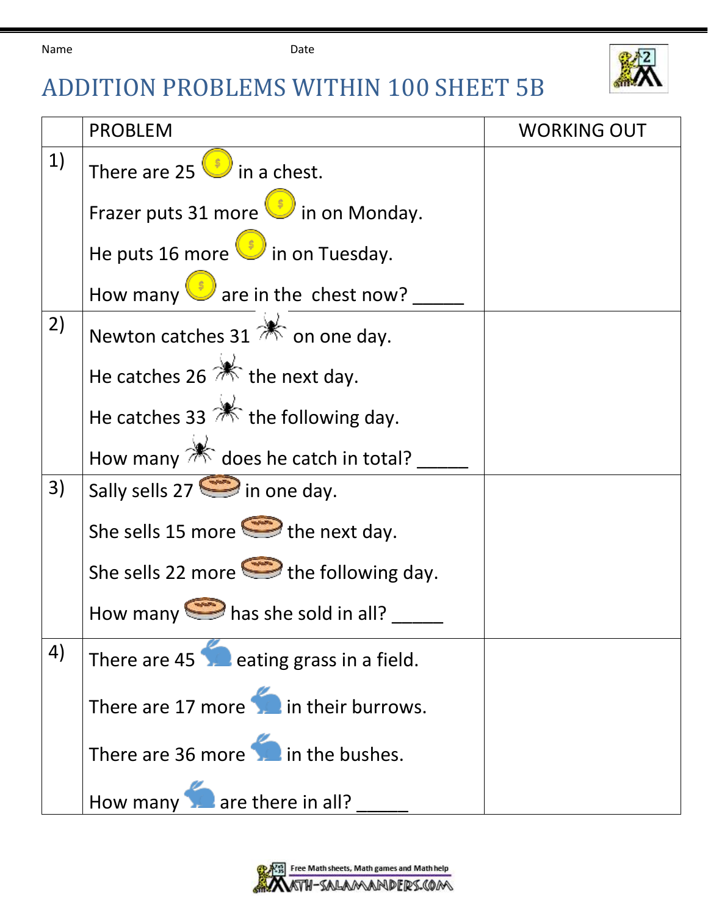Name Date

# ADDITION PROBLEMS WITHIN 100 SHEET 5B

| | PROBLEM | WORKING OUT |
|---|---|---|
| 1) | There are 25 in a chest.<br>Frazer puts 31 more in on Monday.<br>He puts 16 more in on Tuesday.<br>How many are in the chest now? _____ | |
| 2) | Newton catches 31 on one day.<br>He catches 26 the next day.<br>He catches 33 the following day.<br>How many does he catch in total? _____ | |
| 3) | Sally sells 27 in one day.<br>She sells 15 more the next day.<br>She sells 22 more the following day.<br>How many has she sold in all? _____ | |
| 4) | There are 45 eating grass in a field.<br>There are 17 more in their burrows.<br>There are 36 more in the bushes.<br>How many are there in all? _____ | |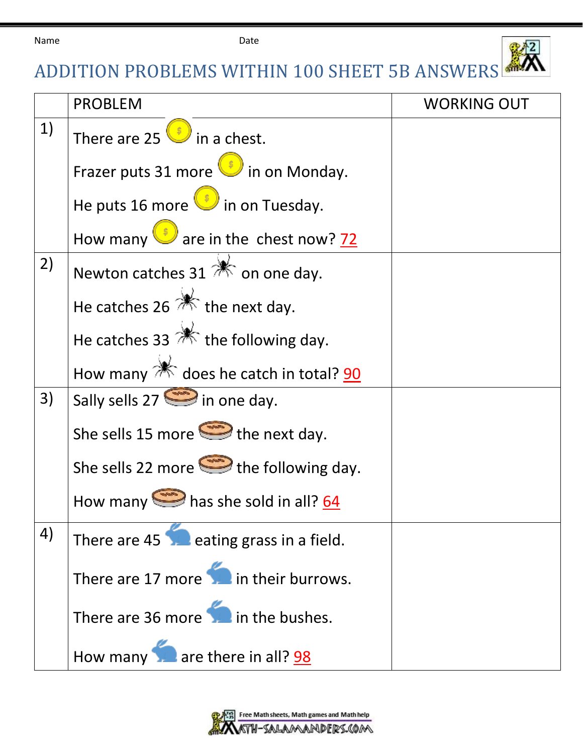Name Date

# ADDITION PROBLEMS WITHIN 100 SHEET 5B ANSWERS

| | PROBLEM | WORKING OUT |
|---|---|---|
| 1) | There are 25 in a chest.<br><br>Frazer puts 31 more in on Monday.<br><br>He puts 16 more in on Tuesday.<br><br>How many are in the chest now? 72 | |
| 2) | Newton catches 31 on one day.<br><br>He catches 26 the next day.<br><br>He catches 33 the following day.<br><br>How many does he catch in total? 90 | |
| 3) | Sally sells 27 in one day.<br><br>She sells 15 more the next day.<br><br>She sells 22 more the following day.<br><br>How many has she sold in all? 64 | |
| 4) | There are 45 eating grass in a field.<br><br>There are 17 more in their burrows.<br><br>There are 36 more in the bushes.<br><br>How many are there in all? 98 | |

Free Math sheets, Math games and Math help

MATH-SALAMANDERS.COM